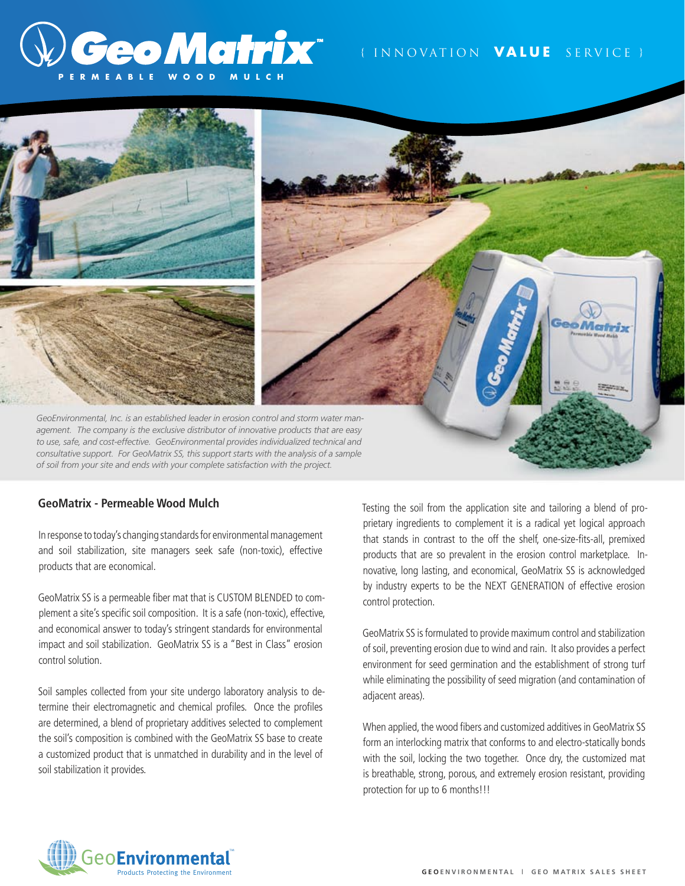# GeoMatrix™

**PERMEABLE WOOD MULCH**

{ INNOVATION **VALUE** SERVICE }

*GeoEnvironmental, Inc. is an established leader in erosion control and storm water management. The company is the exclusive distributor of innovative products that are easy to use, safe, and cost-effective. GeoEnvironmental provides individualized technical and consultative support. For GeoMatrix SS, this support starts with the analysis of a sample of soil from your site and ends with your complete satisfaction with the project.*

## GeoMatrix - Permeable Wood Mulch

In response to today's changing standards for environmental management and soil stabilization, site managers seek safe (non-toxic), effective products that are economical.

GeoMatrix SS is a permeable fiber mat that is CUSTOM BLENDED to complement a site's specific soil composition. It is a safe (non-toxic), effective, and economical answer to today's stringent standards for environmental impact and soil stabilization. GeoMatrix SS is a "Best in Class" erosion control solution.

Soil samples collected from your site undergo laboratory analysis to determine their electromagnetic and chemical profiles. Once the profiles are determined, a blend of proprietary additives selected to complement the soil's composition is combined with the GeoMatrix SS base to create a customized product that is unmatched in durability and in the level of soil stabilization it provides.

Testing the soil from the application site and tailoring a blend of proprietary ingredients to complement it is a radical yet logical approach that stands in contrast to the off the shelf, one-size-fits-all, premixed products that are so prevalent in the erosion control marketplace. Innovative, long lasting, and economical, GeoMatrix SS is acknowledged by industry experts to be the NEXT GENERATION of effective erosion control protection.

GeoMatrix SS is formulated to provide maximum control and stabilization of soil, preventing erosion due to wind and rain. It also provides a perfect environment for seed germination and the establishment of strong turf while eliminating the possibility of seed migration (and contamination of adjacent areas).

When applied, the wood fibers and customized additives in GeoMatrix SS form an interlocking matrix that conforms to and electro-statically bonds with the soil, locking the two together. Once dry, the customized mat is breathable, strong, porous, and extremely erosion resistant, providing protection for up to 6 months!!!

GeoEnvironmental™ — Products Protecting the Environment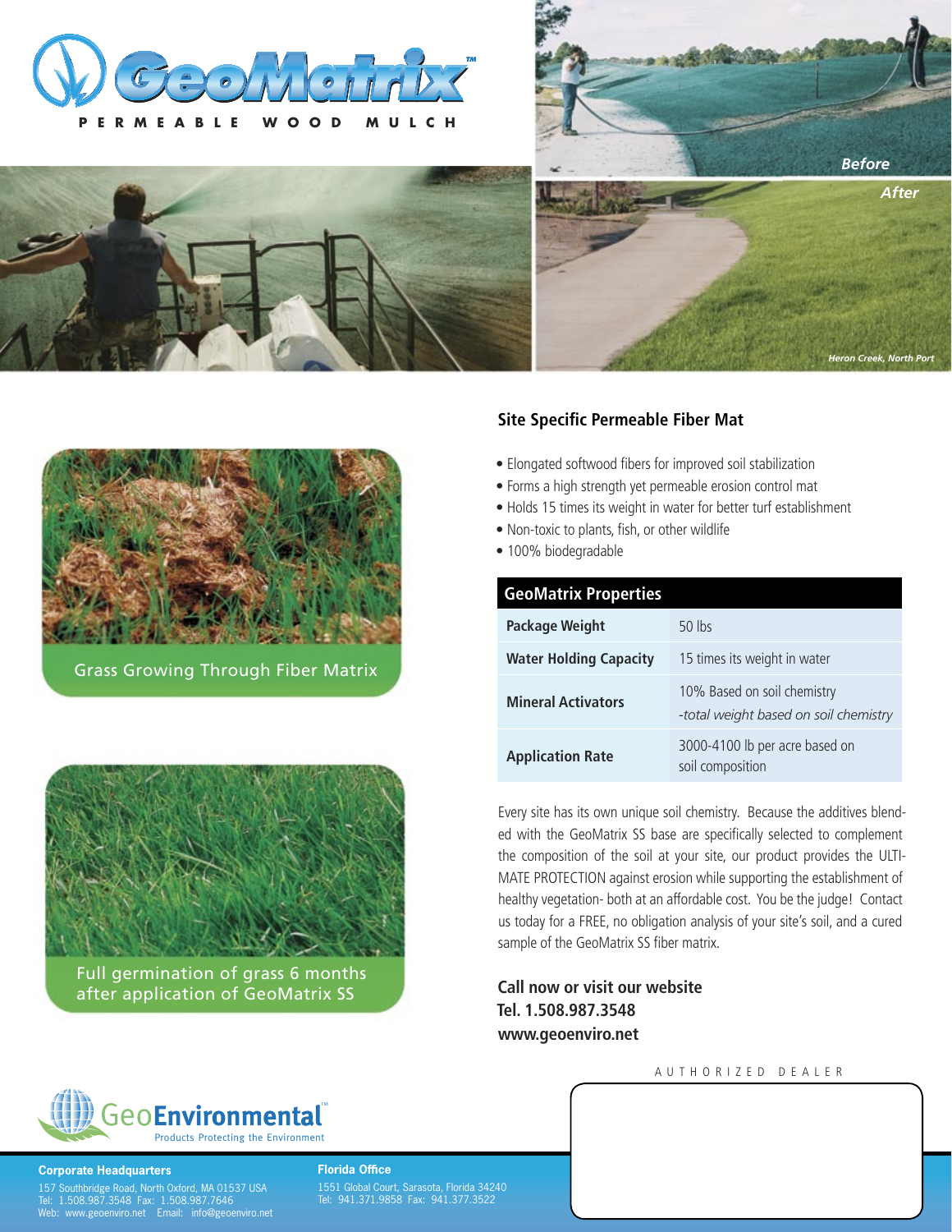# GeoMatrix™

PERMEABLE WOOD MULCH

*Before*

*After*

*Heron Creek, North Port*

Grass Growing Through Fiber Matrix

Full germination of grass 6 months after application of GeoMatrix SS

## Site Specific Permeable Fiber Mat

- Elongated softwood fibers for improved soil stabilization
- Forms a high strength yet permeable erosion control mat
- Holds 15 times its weight in water for better turf establishment
- Non-toxic to plants, fish, or other wildlife
- 100% biodegradable

| GeoMatrix Properties | |
|---|---|
| **Package Weight** | 50 lbs |
| **Water Holding Capacity** | 15 times its weight in water |
| **Mineral Activators** | 10% Based on soil chemistry<br>*-total weight based on soil chemistry* |
| **Application Rate** | 3000-4100 lb per acre based on soil composition |

Every site has its own unique soil chemistry. Because the additives blended with the GeoMatrix SS base are specifically selected to complement the composition of the soil at your site, our product provides the ULTIMATE PROTECTION against erosion while supporting the establishment of healthy vegetation- both at an affordable cost. You be the judge! Contact us today for a FREE, no obligation analysis of your site's soil, and a cured sample of the GeoMatrix SS fiber matrix.

**Call now or visit our website**
**Tel. 1.508.987.3548**
**www.geoenviro.net**

AUTHORIZED DEALER

GeoEnvironmental™
Products Protecting the Environment

**Corporate Headquarters**
157 Southbridge Road, North Oxford, MA 01537 USA
Tel: 1.508.987.3548 Fax: 1.508.987.7646
Web: www.geoenviro.net Email: info@geoenviro.net

**Florida Office**
1551 Global Court, Sarasota, Florida 34240
Tel: 941.371.9858 Fax: 941.377.3522